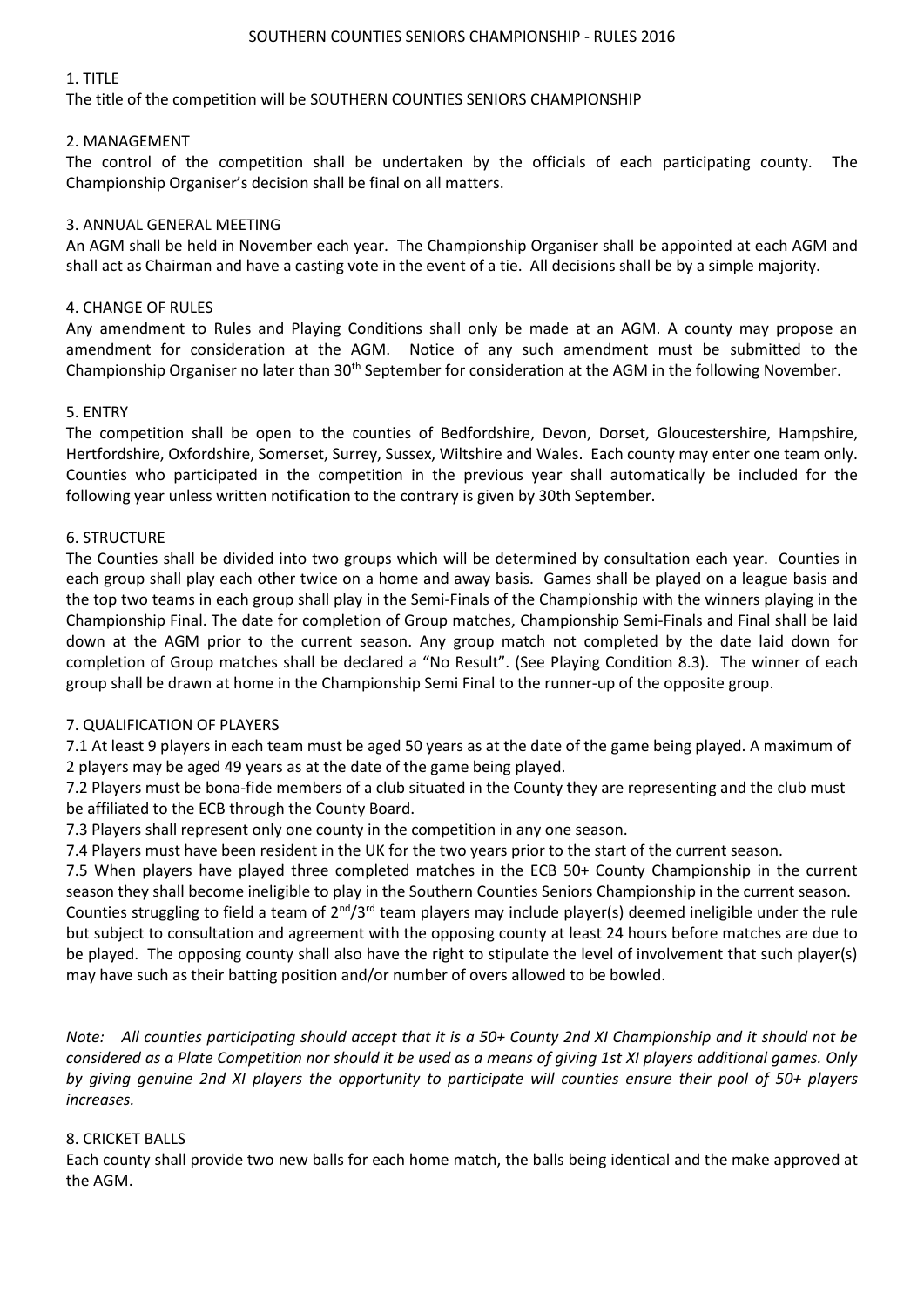# SOUTHERN COUNTIES SENIORS CHAMPIONSHIP - RULES 2016

## 1. TITLE

The title of the competition will be SOUTHERN COUNTIES SENIORS CHAMPIONSHIP

## 2. MANAGEMENT

The control of the competition shall be undertaken by the officials of each participating county. The Championship Organiser's decision shall be final on all matters.

## 3. ANNUAL GENERAL MEETING

An AGM shall be held in November each year. The Championship Organiser shall be appointed at each AGM and shall act as Chairman and have a casting vote in the event of a tie. All decisions shall be by a simple majority.

## 4. CHANGE OF RULES

Any amendment to Rules and Playing Conditions shall only be made at an AGM. A county may propose an amendment for consideration at the AGM. Notice of any such amendment must be submitted to the Championship Organiser no later than 30th September for consideration at the AGM in the following November.

## 5. ENTRY

The competition shall be open to the counties of Bedfordshire, Devon, Dorset, Gloucestershire, Hampshire, Hertfordshire, Oxfordshire, Somerset, Surrey, Sussex, Wiltshire and Wales. Each county may enter one team only. Counties who participated in the competition in the previous year shall automatically be included for the following year unless written notification to the contrary is given by 30th September.

## 6. STRUCTURE

The Counties shall be divided into two groups which will be determined by consultation each year. Counties in each group shall play each other twice on a home and away basis. Games shall be played on a league basis and the top two teams in each group shall play in the Semi-Finals of the Championship with the winners playing in the Championship Final. The date for completion of Group matches, Championship Semi-Finals and Final shall be laid down at the AGM prior to the current season. Any group match not completed by the date laid down for completion of Group matches shall be declared a "No Result". (See Playing Condition 8.3). The winner of each group shall be drawn at home in the Championship Semi Final to the runner-up of the opposite group.

## 7. QUALIFICATION OF PLAYERS

7.1 At least 9 players in each team must be aged 50 years as at the date of the game being played. A maximum of 2 players may be aged 49 years as at the date of the game being played.

7.2 Players must be bona-fide members of a club situated in the County they are representing and the club must be affiliated to the ECB through the County Board.

7.3 Players shall represent only one county in the competition in any one season.

7.4 Players must have been resident in the UK for the two years prior to the start of the current season.

7.5 When players have played three completed matches in the ECB 50+ County Championship in the current season they shall become ineligible to play in the Southern Counties Seniors Championship in the current season. Counties struggling to field a team of 2nd/3rd team players may include player(s) deemed ineligible under the rule but subject to consultation and agreement with the opposing county at least 24 hours before matches are due to be played. The opposing county shall also have the right to stipulate the level of involvement that such player(s) may have such as their batting position and/or number of overs allowed to be bowled.

*Note: All counties participating should accept that it is a 50+ County 2nd XI Championship and it should not be considered as a Plate Competition nor should it be used as a means of giving 1st XI players additional games. Only by giving genuine 2nd XI players the opportunity to participate will counties ensure their pool of 50+ players increases.*

## 8. CRICKET BALLS

Each county shall provide two new balls for each home match, the balls being identical and the make approved at the AGM.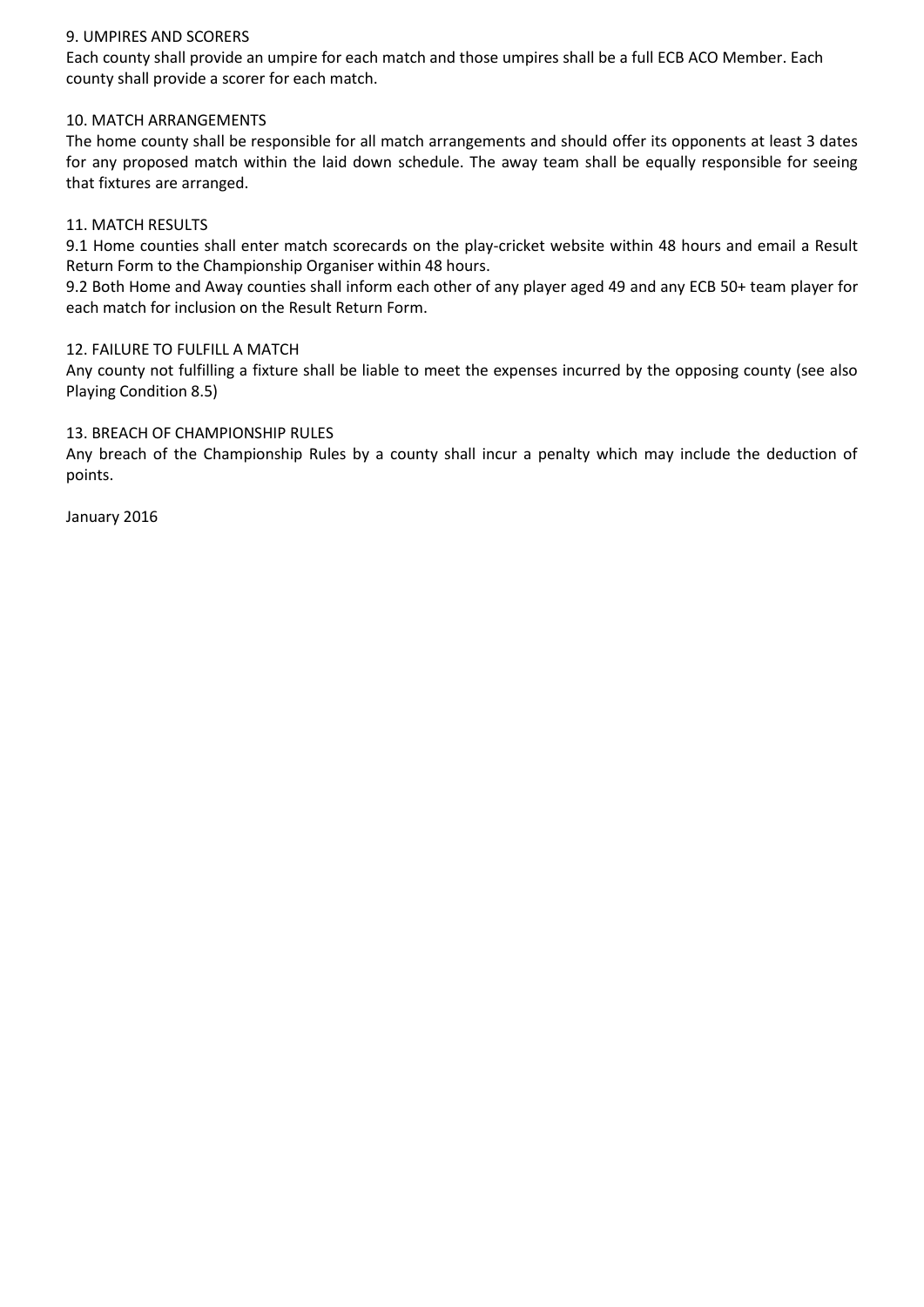## 9. UMPIRES AND SCORERS

Each county shall provide an umpire for each match and those umpires shall be a full ECB ACO Member. Each county shall provide a scorer for each match.

## 10. MATCH ARRANGEMENTS

The home county shall be responsible for all match arrangements and should offer its opponents at least 3 dates for any proposed match within the laid down schedule. The away team shall be equally responsible for seeing that fixtures are arranged.

## 11. MATCH RESULTS

9.1 Home counties shall enter match scorecards on the play-cricket website within 48 hours and email a Result Return Form to the Championship Organiser within 48 hours.

9.2 Both Home and Away counties shall inform each other of any player aged 49 and any ECB 50+ team player for each match for inclusion on the Result Return Form.

## 12. FAILURE TO FULFILL A MATCH

Any county not fulfilling a fixture shall be liable to meet the expenses incurred by the opposing county (see also Playing Condition 8.5)

## 13. BREACH OF CHAMPIONSHIP RULES

Any breach of the Championship Rules by a county shall incur a penalty which may include the deduction of points.

January 2016